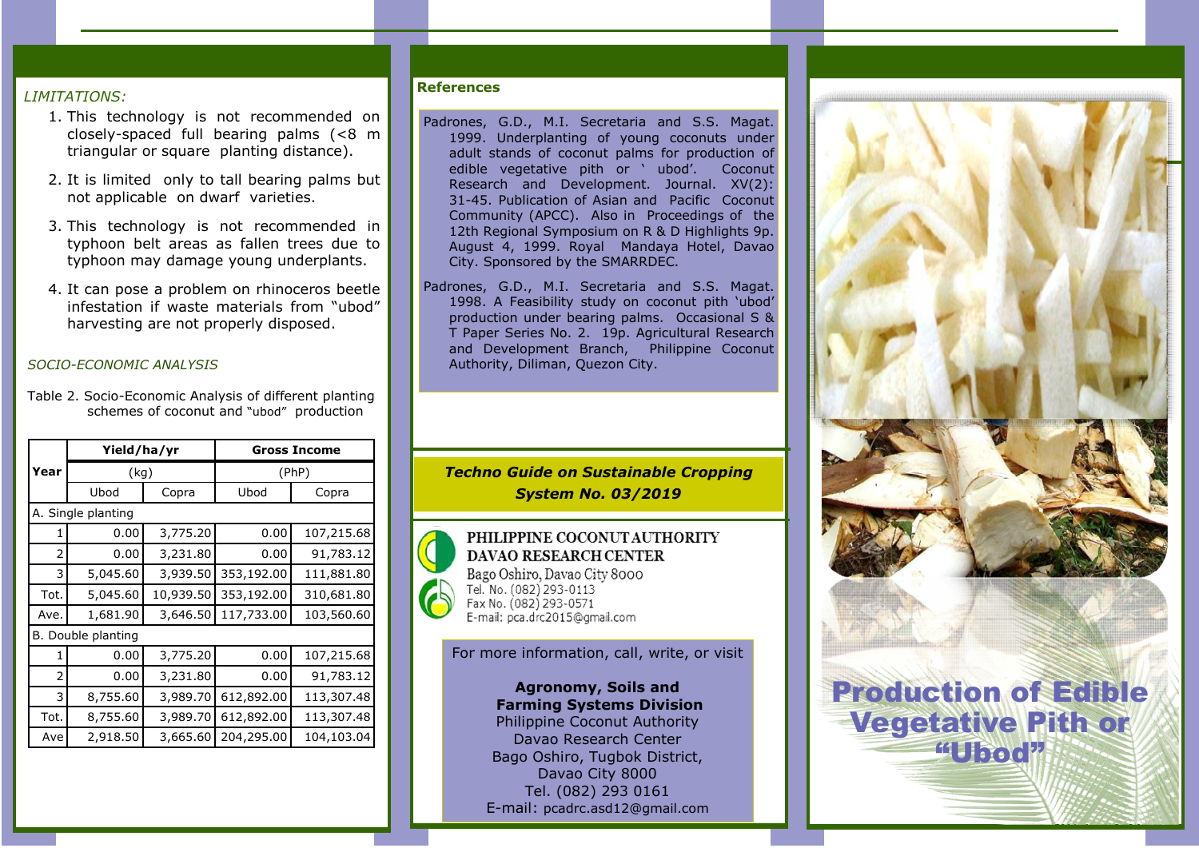*LIMITATIONS:*

1. This technology is not recommended on closely-spaced full bearing palms (<8 m triangular or square planting distance).
2. It is limited only to tall bearing palms but not applicable on dwarf varieties.
3. This technology is not recommended in typhoon belt areas as fallen trees due to typhoon may damage young underplants.
4. It can pose a problem on rhinoceros beetle infestation if waste materials from "ubod" harvesting are not properly disposed.

*SOCIO-ECONOMIC ANALYSIS*

Table 2. Socio-Economic Analysis of different planting schemes of coconut and "ubod" production

| Year | Yield/ha/yr | | Gross Income | |
|---|---|---|---|---|
| | (kg) | | (PhP) | |
| | Ubod | Copra | Ubod | Copra |
| A. Single planting | | | | |
| 1 | 0.00 | 3,775.20 | 0.00 | 107,215.68 |
| 2 | 0.00 | 3,231.80 | 0.00 | 91,783.12 |
| 3 | 5,045.60 | 3,939.50 | 353,192.00 | 111,881.80 |
| Tot. | 5,045.60 | 10,939.50 | 353,192.00 | 310,681.80 |
| Ave. | 1,681.90 | 3,646.50 | 117,733.00 | 103,560.60 |
| B. Double planting | | | | |
| 1 | 0.00 | 3,775.20 | 0.00 | 107,215.68 |
| 2 | 0.00 | 3,231.80 | 0.00 | 91,783.12 |
| 3 | 8,755.60 | 3,989.70 | 612,892.00 | 113,307.48 |
| Tot. | 8,755.60 | 3,989.70 | 612,892.00 | 113,307.48 |
| Ave | 2,918.50 | 3,665.60 | 204,295.00 | 104,103.04 |

**References**

Padrones, G.D., M.I. Secretaria and S.S. Magat. 1999. Underplanting of young coconuts under adult stands of coconut palms for production of edible vegetative pith or ' ubod'. Coconut Research and Development. Journal. XV(2): 31-45. Publication of Asian and Pacific Coconut Community (APCC). Also in Proceedings of the 12th Regional Symposium on R & D Highlights 9p. August 4, 1999. Royal Mandaya Hotel, Davao City. Sponsored by the SMARRDEC.

Padrones, G.D., M.I. Secretaria and S.S. Magat. 1998. A Feasibility study on coconut pith 'ubod' production under bearing palms. Occasional S & T Paper Series No. 2. 19p. Agricultural Research and Development Branch, Philippine Coconut Authority, Diliman, Quezon City.

***Techno Guide on Sustainable Cropping System No. 03/2019***

**PHILIPPINE COCONUT AUTHORITY**
**DAVAO RESEARCH CENTER**
Bago Oshiro, Davao City 8000
Tel. No. (082) 293-0113
Fax No. (082) 293-0571
E-mail: pca.drc2015@gmail.com

For more information, call, write, or visit

**Agronomy, Soils and Farming Systems Division**
Philippine Coconut Authority
Davao Research Center
Bago Oshiro, Tugbok District,
Davao City 8000
Tel. (082) 293 0161
E-mail: pcadrc.asd12@gmail.com

# Production of Edible Vegetative Pith or "Ubod"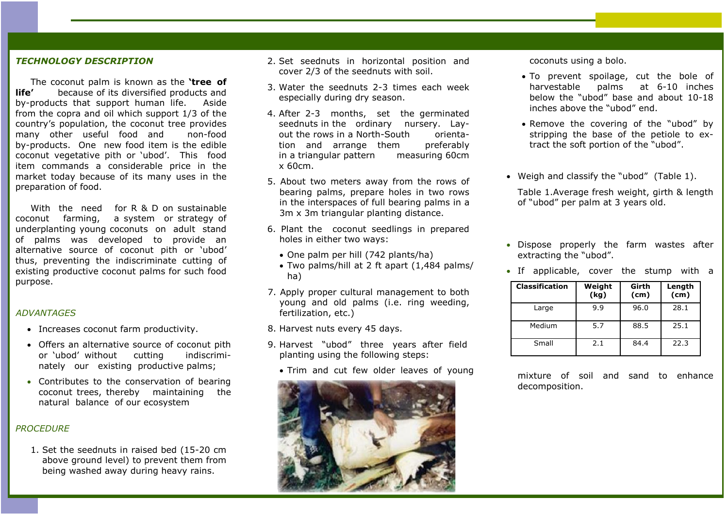## TECHNOLOGY DESCRIPTION

The coconut palm is known as the **'tree of life'** because of its diversified products and by-products that support human life. Aside from the copra and oil which support 1/3 of the country's population, the coconut tree provides many other useful food and non-food by-products. One new food item is the edible coconut vegetative pith or 'ubod'. This food item commands a considerable price in the market today because of its many uses in the preparation of food.

With the need for R & D on sustainable coconut farming, a system or strategy of underplanting young coconuts on adult stand of palms was developed to provide an alternative source of coconut pith or 'ubod' thus, preventing the indiscriminate cutting of existing productive coconut palms for such food purpose.

### ADVANTAGES

- Increases coconut farm productivity.
- Offers an alternative source of coconut pith or 'ubod' without cutting indiscriminately our existing productive palms;
- Contributes to the conservation of bearing coconut trees, thereby maintaining the natural balance of our ecosystem

### PROCEDURE

1. Set the seednuts in raised bed (15-20 cm above ground level) to prevent them from being washed away during heavy rains.
2. Set seednuts in horizontal position and cover 2/3 of the seednuts with soil.
3. Water the seednuts 2-3 times each week especially during dry season.
4. After 2-3 months, set the germinated seednuts in the ordinary nursery. Lay-out the rows in a North-South orientation and arrange them preferably in a triangular pattern measuring 60cm x 60cm.
5. About two meters away from the rows of bearing palms, prepare holes in two rows in the interspaces of full bearing palms in a 3m x 3m triangular planting distance.
6. Plant the coconut seedlings in prepared holes in either two ways:
   - One palm per hill (742 plants/ha)
   - Two palms/hill at 2 ft apart (1,484 palms/ha)
7. Apply proper cultural management to both young and old palms (i.e. ring weeding, fertilization, etc.)
8. Harvest nuts every 45 days.
9. Harvest "ubod" three years after field planting using the following steps:
   - Trim and cut few older leaves of young coconuts using a bolo.
   - To prevent spoilage, cut the bole of harvestable palms at 6-10 inches below the "ubod" base and about 10-18 inches above the "ubod" end.
   - Remove the covering of the "ubod" by stripping the base of the petiole to extract the soft portion of the "ubod".

- Weigh and classify the "ubod" (Table 1).

  Table 1.Average fresh weight, girth & length of "ubod" per palm at 3 years old.

| Classification | Weight (kg) | Girth (cm) | Length (cm) |
|---|---|---|---|
| Large | 9.9 | 96.0 | 28.1 |
| Medium | 5.7 | 88.5 | 25.1 |
| Small | 2.1 | 84.4 | 22.3 |

- Dispose properly the farm wastes after extracting the "ubod".
- If applicable, cover the stump with a mixture of soil and sand to enhance decomposition.